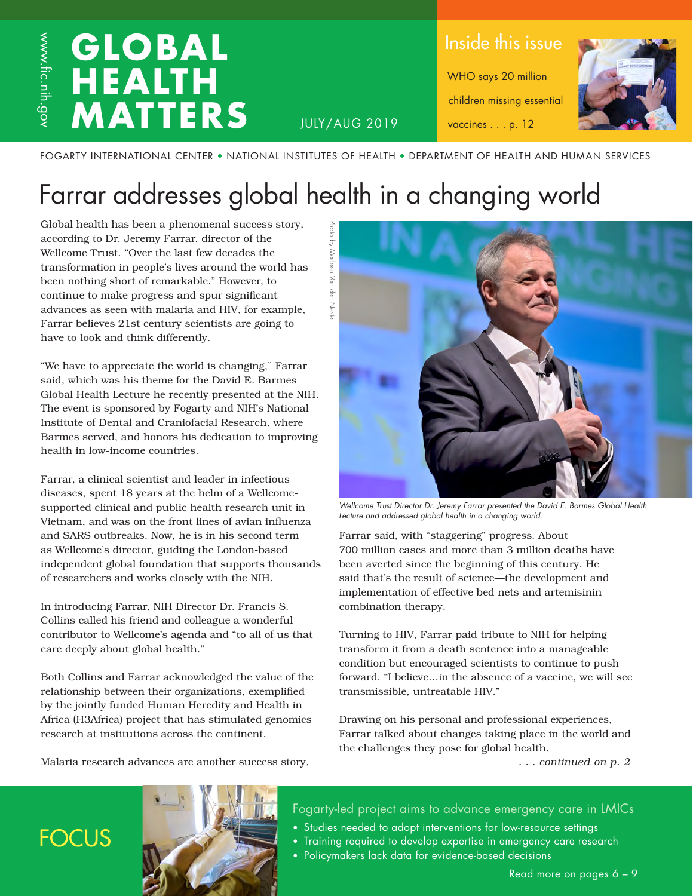www.fic.nih.gov

# GLOBAL HEALTH MATTERS

JULY/AUG 2019

## Inside this issue

WHO says 20 million children missing essential vaccines . . . p. 12

FOGARTY INTERNATIONAL CENTER • NATIONAL INSTITUTES OF HEALTH • DEPARTMENT OF HEALTH AND HUMAN SERVICES

# Farrar addresses global health in a changing world

Global health has been a phenomenal success story, according to Dr. Jeremy Farrar, director of the Wellcome Trust. "Over the last few decades the transformation in people's lives around the world has been nothing short of remarkable." However, to continue to make progress and spur significant advances as seen with malaria and HIV, for example, Farrar believes 21st century scientists are going to have to look and think differently.

"We have to appreciate the world is changing," Farrar said, which was his theme for the David E. Barmes Global Health Lecture he recently presented at the NIH. The event is sponsored by Fogarty and NIH's National Institute of Dental and Craniofacial Research, where Barmes served, and honors his dedication to improving health in low-income countries.

Farrar, a clinical scientist and leader in infectious diseases, spent 18 years at the helm of a Wellcome-supported clinical and public health research unit in Vietnam, and was on the front lines of avian influenza and SARS outbreaks. Now, he is in his second term as Wellcome's director, guiding the London-based independent global foundation that supports thousands of researchers and works closely with the NIH.

In introducing Farrar, NIH Director Dr. Francis S. Collins called his friend and colleague a wonderful contributor to Wellcome's agenda and "to all of us that care deeply about global health."

Both Collins and Farrar acknowledged the value of the relationship between their organizations, exemplified by the jointly funded Human Heredity and Health in Africa (H3Africa) project that has stimulated genomics research at institutions across the continent.

Malaria research advances are another success story, Farrar said, with "staggering" progress. About 700 million cases and more than 3 million deaths have been averted since the beginning of this century. He said that's the result of science—the development and implementation of effective bed nets and artemisinin combination therapy.

Photo by Marleen Van den Neste

*Wellcome Trust Director Dr. Jeremy Farrar presented the David E. Barmes Global Health Lecture and addressed global health in a changing world.*

Turning to HIV, Farrar paid tribute to NIH for helping transform it from a death sentence into a manageable condition but encouraged scientists to continue to push forward. "I believe...in the absence of a vaccine, we will see transmissible, untreatable HIV."

Drawing on his personal and professional experiences, Farrar talked about changes taking place in the world and the challenges they pose for global health.

*. . . continued on p. 2*

## FOCUS

### Fogarty-led project aims to advance emergency care in LMICs

- Studies needed to adopt interventions for low-resource settings
- Training required to develop expertise in emergency care research
- Policymakers lack data for evidence-based decisions

Read more on pages 6 – 9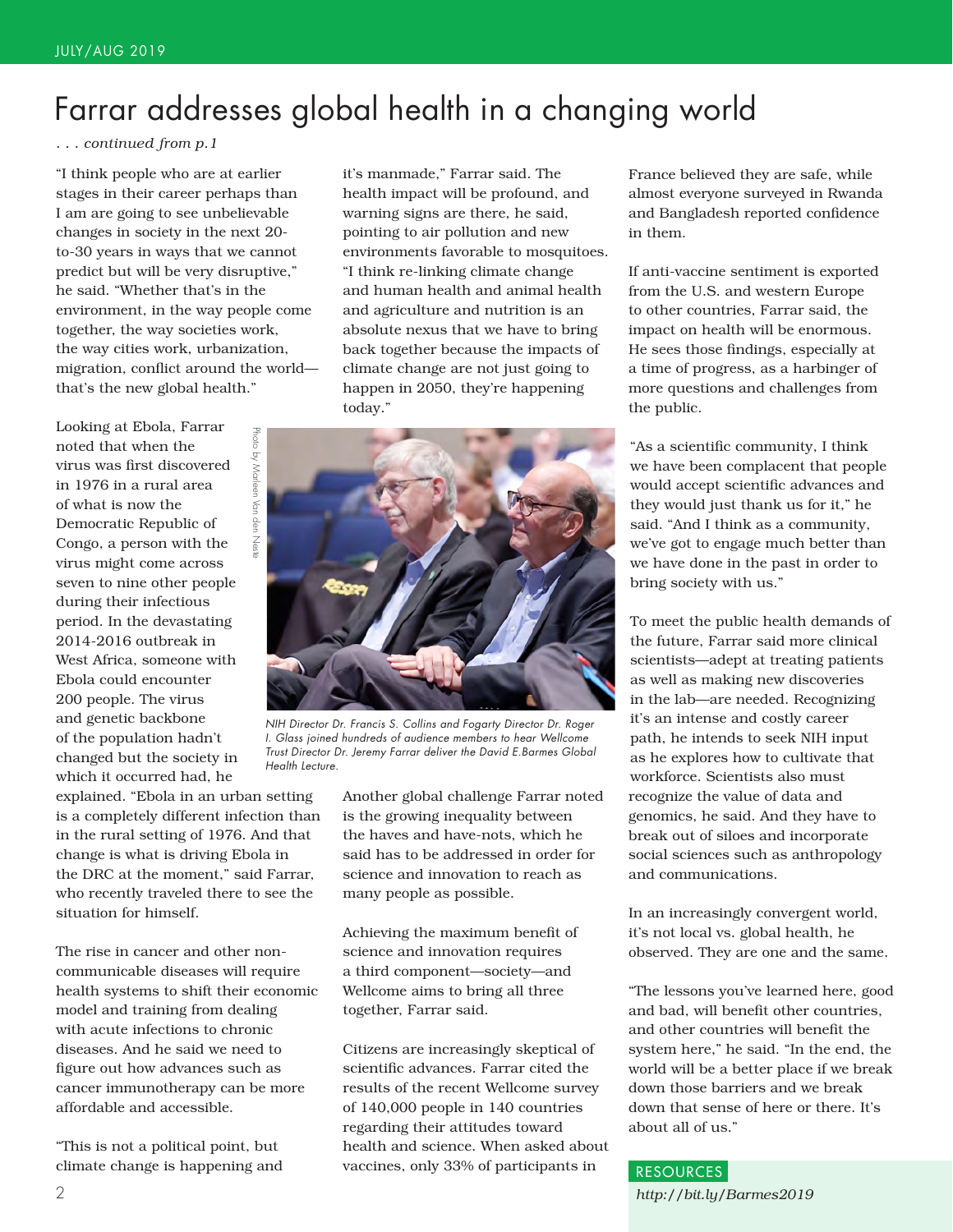# Farrar addresses global health in a changing world

*. . . continued from p.1*

"I think people who are at earlier stages in their career perhaps than I am are going to see unbelievable changes in society in the next 20-to-30 years in ways that we cannot predict but will be very disruptive," he said. "Whether that's in the environment, in the way people come together, the way societies work, the way cities work, urbanization, migration, conflict around the world—that's the new global health."

Looking at Ebola, Farrar noted that when the virus was first discovered in 1976 in a rural area of what is now the Democratic Republic of Congo, a person with the virus might come across seven to nine other people during their infectious period. In the devastating 2014-2016 outbreak in West Africa, someone with Ebola could encounter 200 people. The virus and genetic backbone of the population hadn't changed but the society in which it occurred had, he explained. "Ebola in an urban setting is a completely different infection than in the rural setting of 1976. And that change is what is driving Ebola in the DRC at the moment," said Farrar, who recently traveled there to see the situation for himself.

The rise in cancer and other non-communicable diseases will require health systems to shift their economic model and training from dealing with acute infections to chronic diseases. And he said we need to figure out how advances such as cancer immunotherapy can be more affordable and accessible.

"This is not a political point, but climate change is happening and it's manmade," Farrar said. The health impact will be profound, and warning signs are there, he said, pointing to air pollution and new environments favorable to mosquitoes. "I think re-linking climate change and human health and animal health and agriculture and nutrition is an absolute nexus that we have to bring back together because the impacts of climate change are not just going to happen in 2050, they're happening today."

Photo by Marleen Van den Neste

NIH Director Dr. Francis S. Collins and Fogarty Director Dr. Roger I. Glass joined hundreds of audience members to hear Wellcome Trust Director Dr. Jeremy Farrar deliver the David E.Barmes Global Health Lecture.

Another global challenge Farrar noted is the growing inequality between the haves and have-nots, which he said has to be addressed in order for science and innovation to reach as many people as possible.

Achieving the maximum benefit of science and innovation requires a third component—society—and Wellcome aims to bring all three together, Farrar said.

Citizens are increasingly skeptical of scientific advances. Farrar cited the results of the recent Wellcome survey of 140,000 people in 140 countries regarding their attitudes toward health and science. When asked about vaccines, only 33% of participants in France believed they are safe, while almost everyone surveyed in Rwanda and Bangladesh reported confidence in them.

If anti-vaccine sentiment is exported from the U.S. and western Europe to other countries, Farrar said, the impact on health will be enormous. He sees those findings, especially at a time of progress, as a harbinger of more questions and challenges from the public.

"As a scientific community, I think we have been complacent that people would accept scientific advances and they would just thank us for it," he said. "And I think as a community, we've got to engage much better than we have done in the past in order to bring society with us."

To meet the public health demands of the future, Farrar said more clinical scientists—adept at treating patients as well as making new discoveries in the lab—are needed. Recognizing it's an intense and costly career path, he intends to seek NIH input as he explores how to cultivate that workforce. Scientists also must recognize the value of data and genomics, he said. And they have to break out of siloes and incorporate social sciences such as anthropology and communications.

In an increasingly convergent world, it's not local vs. global health, he observed. They are one and the same.

"The lessons you've learned here, good and bad, will benefit other countries, and other countries will benefit the system here," he said. "In the end, the world will be a better place if we break down those barriers and we break down that sense of here or there. It's about all of us."

**RESOURCES**

*http://bit.ly/Barmes2019*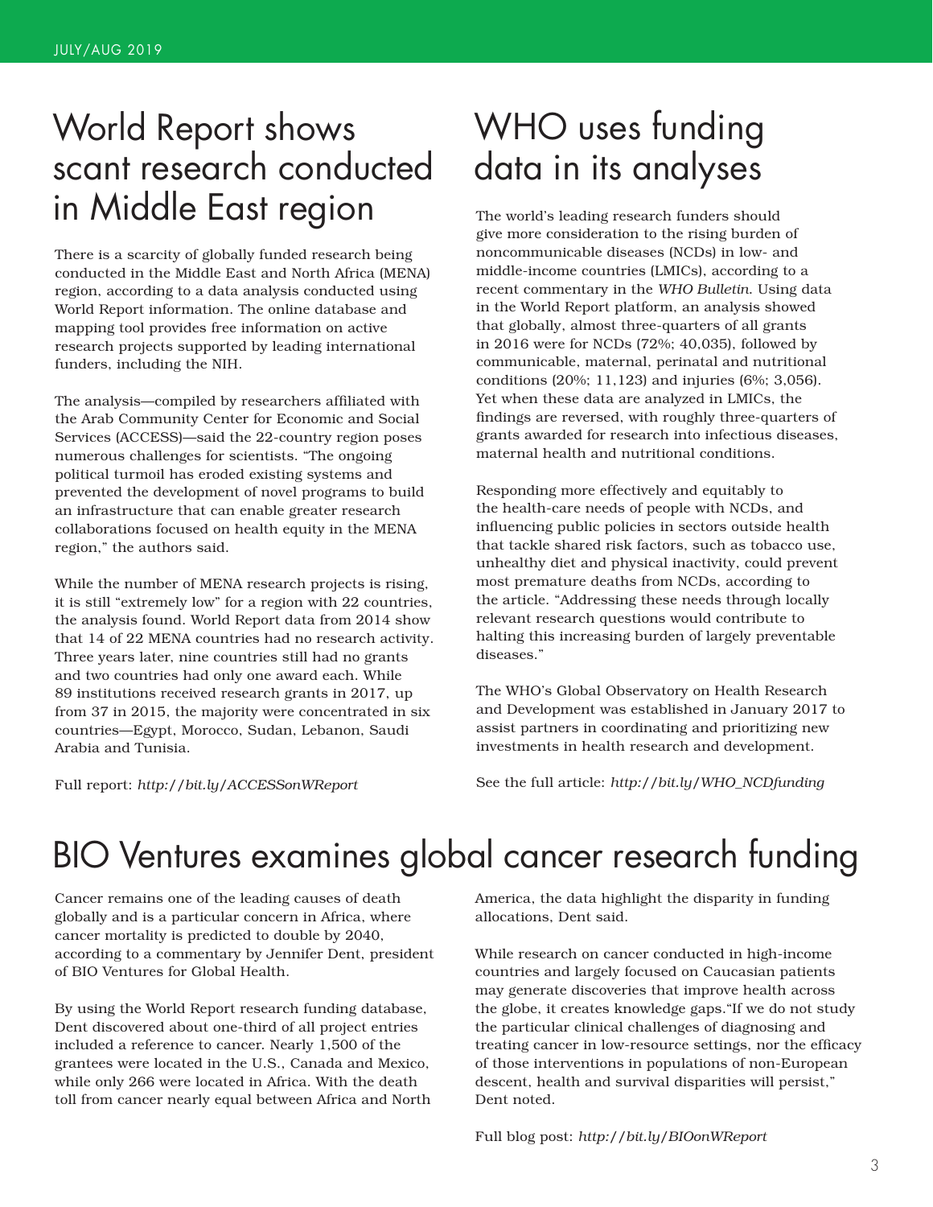# World Report shows scant research conducted in Middle East region

There is a scarcity of globally funded research being conducted in the Middle East and North Africa (MENA) region, according to a data analysis conducted using World Report information. The online database and mapping tool provides free information on active research projects supported by leading international funders, including the NIH.

The analysis—compiled by researchers affiliated with the Arab Community Center for Economic and Social Services (ACCESS)—said the 22-country region poses numerous challenges for scientists. "The ongoing political turmoil has eroded existing systems and prevented the development of novel programs to build an infrastructure that can enable greater research collaborations focused on health equity in the MENA region," the authors said.

While the number of MENA research projects is rising, it is still "extremely low" for a region with 22 countries, the analysis found. World Report data from 2014 show that 14 of 22 MENA countries had no research activity. Three years later, nine countries still had no grants and two countries had only one award each. While 89 institutions received research grants in 2017, up from 37 in 2015, the majority were concentrated in six countries—Egypt, Morocco, Sudan, Lebanon, Saudi Arabia and Tunisia.

Full report: *http://bit.ly/ACCESSonWReport*

# WHO uses funding data in its analyses

The world's leading research funders should give more consideration to the rising burden of noncommunicable diseases (NCDs) in low- and middle-income countries (LMICs), according to a recent commentary in the *WHO Bulletin*. Using data in the World Report platform, an analysis showed that globally, almost three-quarters of all grants in 2016 were for NCDs (72%; 40,035), followed by communicable, maternal, perinatal and nutritional conditions (20%; 11,123) and injuries (6%; 3,056). Yet when these data are analyzed in LMICs, the findings are reversed, with roughly three-quarters of grants awarded for research into infectious diseases, maternal health and nutritional conditions.

Responding more effectively and equitably to the health-care needs of people with NCDs, and influencing public policies in sectors outside health that tackle shared risk factors, such as tobacco use, unhealthy diet and physical inactivity, could prevent most premature deaths from NCDs, according to the article. "Addressing these needs through locally relevant research questions would contribute to halting this increasing burden of largely preventable diseases."

The WHO's Global Observatory on Health Research and Development was established in January 2017 to assist partners in coordinating and prioritizing new investments in health research and development.

See the full article: *http://bit.ly/WHO_NCDfunding*

# BIO Ventures examines global cancer research funding

Cancer remains one of the leading causes of death globally and is a particular concern in Africa, where cancer mortality is predicted to double by 2040, according to a commentary by Jennifer Dent, president of BIO Ventures for Global Health.

By using the World Report research funding database, Dent discovered about one-third of all project entries included a reference to cancer. Nearly 1,500 of the grantees were located in the U.S., Canada and Mexico, while only 266 were located in Africa. With the death toll from cancer nearly equal between Africa and North America, the data highlight the disparity in funding allocations, Dent said.

While research on cancer conducted in high-income countries and largely focused on Caucasian patients may generate discoveries that improve health across the globe, it creates knowledge gaps. "If we do not study the particular clinical challenges of diagnosing and treating cancer in low-resource settings, nor the efficacy of those interventions in populations of non-European descent, health and survival disparities will persist," Dent noted.

Full blog post: *http://bit.ly/BIOonWReport*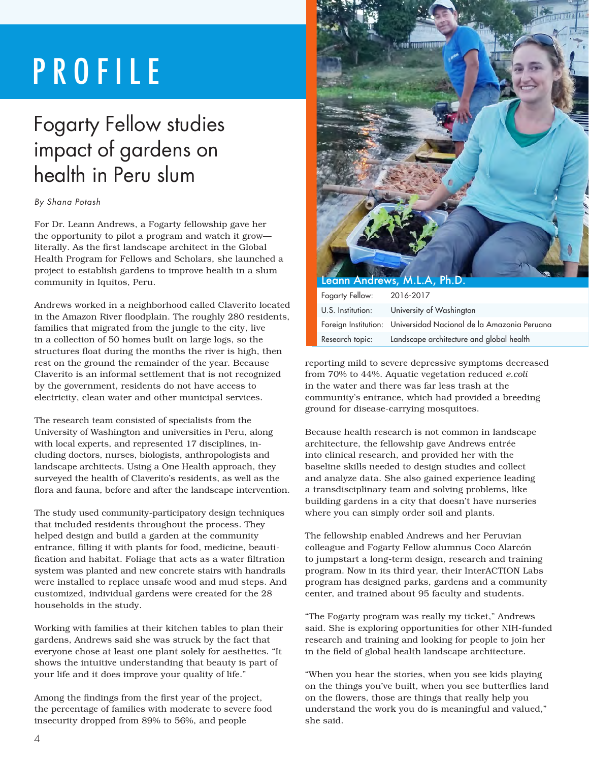# PROFILE

## Fogarty Fellow studies impact of gardens on health in Peru slum

*By Shana Potash*

For Dr. Leann Andrews, a Fogarty fellowship gave her the opportunity to pilot a program and watch it grow—literally. As the first landscape architect in the Global Health Program for Fellows and Scholars, she launched a project to establish gardens to improve health in a slum community in Iquitos, Peru.

Andrews worked in a neighborhood called Claverito located in the Amazon River floodplain. The roughly 280 residents, families that migrated from the jungle to the city, live in a collection of 50 homes built on large logs, so the structures float during the months the river is high, then rest on the ground the remainder of the year. Because Claverito is an informal settlement that is not recognized by the government, residents do not have access to electricity, clean water and other municipal services.

The research team consisted of specialists from the University of Washington and universities in Peru, along with local experts, and represented 17 disciplines, including doctors, nurses, biologists, anthropologists and landscape architects. Using a One Health approach, they surveyed the health of Claverito's residents, as well as the flora and fauna, before and after the landscape intervention.

The study used community-participatory design techniques that included residents throughout the process. They helped design and build a garden at the community entrance, filling it with plants for food, medicine, beautification and habitat. Foliage that acts as a water filtration system was planted and new concrete stairs with handrails were installed to replace unsafe wood and mud steps. And customized, individual gardens were created for the 28 households in the study.

Working with families at their kitchen tables to plan their gardens, Andrews said she was struck by the fact that everyone chose at least one plant solely for aesthetics. "It shows the intuitive understanding that beauty is part of your life and it does improve your quality of life."

Among the findings from the first year of the project, the percentage of families with moderate to severe food insecurity dropped from 89% to 56%, and people reporting mild to severe depressive symptoms decreased from 70% to 44%. Aquatic vegetation reduced *e.coli* in the water and there was far less trash at the community's entrance, which had provided a breeding ground for disease-carrying mosquitoes.

Because health research is not common in landscape architecture, the fellowship gave Andrews entrée into clinical research, and provided her with the baseline skills needed to design studies and collect and analyze data. She also gained experience leading a transdisciplinary team and solving problems, like building gardens in a city that doesn't have nurseries where you can simply order soil and plants.

The fellowship enabled Andrews and her Peruvian colleague and Fogarty Fellow alumnus Coco Alarcón to jumpstart a long-term design, research and training program. Now in its third year, their InterACTION Labs program has designed parks, gardens and a community center, and trained about 95 faculty and students.

"The Fogarty program was really my ticket," Andrews said. She is exploring opportunities for other NIH-funded research and training and looking for people to join her in the field of global health landscape architecture.

"When you hear the stories, when you see kids playing on the things you've built, when you see butterflies land on the flowers, those are things that really help you understand the work you do is meaningful and valued," she said.

**Leann Andrews, M.L.A, Ph.D.**

| | |
|---|---|
| Fogarty Fellow: | 2016-2017 |
| U.S. Institution: | University of Washington |
| Foreign Institution: | Universidad Nacional de la Amazonia Peruana |
| Research topic: | Landscape architecture and global health |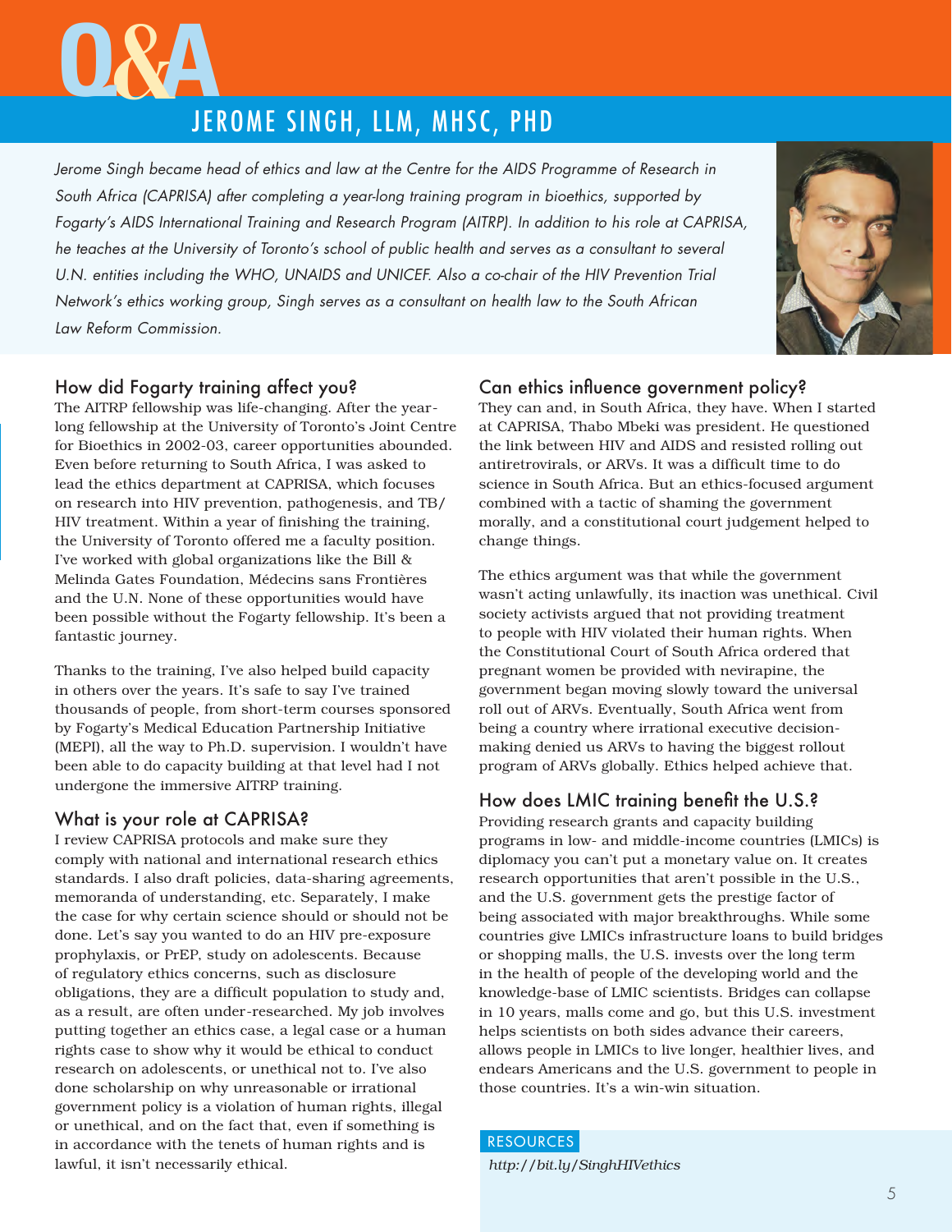# Q&A

## JEROME SINGH, LLM, MHSC, PHD

*Jerome Singh became head of ethics and law at the Centre for the AIDS Programme of Research in South Africa (CAPRISA) after completing a year-long training program in bioethics, supported by Fogarty's AIDS International Training and Research Program (AITRP). In addition to his role at CAPRISA, he teaches at the University of Toronto's school of public health and serves as a consultant to several U.N. entities including the WHO, UNAIDS and UNICEF. Also a co-chair of the HIV Prevention Trial Network's ethics working group, Singh serves as a consultant on health law to the South African Law Reform Commission.*

### How did Fogarty training affect you?

The AITRP fellowship was life-changing. After the year-long fellowship at the University of Toronto's Joint Centre for Bioethics in 2002-03, career opportunities abounded. Even before returning to South Africa, I was asked to lead the ethics department at CAPRISA, which focuses on research into HIV prevention, pathogenesis, and TB/HIV treatment. Within a year of finishing the training, the University of Toronto offered me a faculty position. I've worked with global organizations like the Bill & Melinda Gates Foundation, Médecins sans Frontières and the U.N. None of these opportunities would have been possible without the Fogarty fellowship. It's been a fantastic journey.

Thanks to the training, I've also helped build capacity in others over the years. It's safe to say I've trained thousands of people, from short-term courses sponsored by Fogarty's Medical Education Partnership Initiative (MEPI), all the way to Ph.D. supervision. I wouldn't have been able to do capacity building at that level had I not undergone the immersive AITRP training.

### What is your role at CAPRISA?

I review CAPRISA protocols and make sure they comply with national and international research ethics standards. I also draft policies, data-sharing agreements, memoranda of understanding, etc. Separately, I make the case for why certain science should or should not be done. Let's say you wanted to do an HIV pre-exposure prophylaxis, or PrEP, study on adolescents. Because of regulatory ethics concerns, such as disclosure obligations, they are a difficult population to study and, as a result, are often under-researched. My job involves putting together an ethics case, a legal case or a human rights case to show why it would be ethical to conduct research on adolescents, or unethical not to. I've also done scholarship on why unreasonable or irrational government policy is a violation of human rights, illegal or unethical, and on the fact that, even if something is in accordance with the tenets of human rights and is lawful, it isn't necessarily ethical.

### Can ethics influence government policy?

They can and, in South Africa, they have. When I started at CAPRISA, Thabo Mbeki was president. He questioned the link between HIV and AIDS and resisted rolling out antiretrovirals, or ARVs. It was a difficult time to do science in South Africa. But an ethics-focused argument combined with a tactic of shaming the government morally, and a constitutional court judgement helped to change things.

The ethics argument was that while the government wasn't acting unlawfully, its inaction was unethical. Civil society activists argued that not providing treatment to people with HIV violated their human rights. When the Constitutional Court of South Africa ordered that pregnant women be provided with nevirapine, the government began moving slowly toward the universal roll out of ARVs. Eventually, South Africa went from being a country where irrational executive decision-making denied us ARVs to having the biggest rollout program of ARVs globally. Ethics helped achieve that.

### How does LMIC training benefit the U.S.?

Providing research grants and capacity building programs in low- and middle-income countries (LMICs) is diplomacy you can't put a monetary value on. It creates research opportunities that aren't possible in the U.S., and the U.S. government gets the prestige factor of being associated with major breakthroughs. While some countries give LMICs infrastructure loans to build bridges or shopping malls, the U.S. invests over the long term in the health of people of the developing world and the knowledge-base of LMIC scientists. Bridges can collapse in 10 years, malls come and go, but this U.S. investment helps scientists on both sides advance their careers, allows people in LMICs to live longer, healthier lives, and endears Americans and the U.S. government to people in those countries. It's a win-win situation.

**RESOURCES**

*http://bit.ly/SinghHIVethics*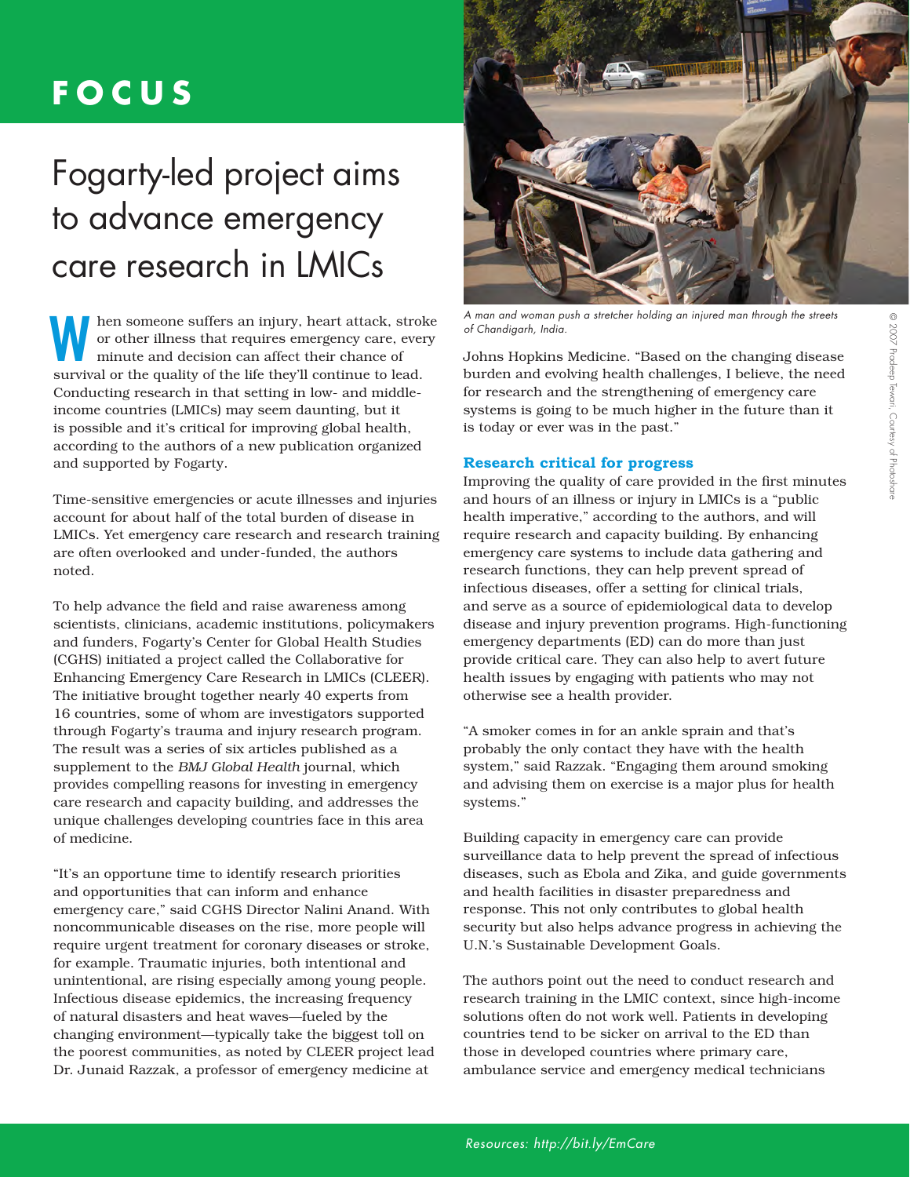# FOCUS

## Fogarty-led project aims to advance emergency care research in LMICs

When someone suffers an injury, heart attack, stroke or other illness that requires emergency care, every minute and decision can affect their chance of survival or the quality of the life they'll continue to lead. Conducting research in that setting in low- and middle-income countries (LMICs) may seem daunting, but it is possible and it's critical for improving global health, according to the authors of a new publication organized and supported by Fogarty.

Time-sensitive emergencies or acute illnesses and injuries account for about half of the total burden of disease in LMICs. Yet emergency care research and research training are often overlooked and under-funded, the authors noted.

To help advance the field and raise awareness among scientists, clinicians, academic institutions, policymakers and funders, Fogarty's Center for Global Health Studies (CGHS) initiated a project called the Collaborative for Enhancing Emergency Care Research in LMICs (CLEER). The initiative brought together nearly 40 experts from 16 countries, some of whom are investigators supported through Fogarty's trauma and injury research program. The result was a series of six articles published as a supplement to the *BMJ Global Health* journal, which provides compelling reasons for investing in emergency care research and capacity building, and addresses the unique challenges developing countries face in this area of medicine.

"It's an opportune time to identify research priorities and opportunities that can inform and enhance emergency care," said CGHS Director Nalini Anand. With noncommunicable diseases on the rise, more people will require urgent treatment for coronary diseases or stroke, for example. Traumatic injuries, both intentional and unintentional, are rising especially among young people. Infectious disease epidemics, the increasing frequency of natural disasters and heat waves—fueled by the changing environment—typically take the biggest toll on the poorest communities, as noted by CLEER project lead Dr. Junaid Razzak, a professor of emergency medicine at Johns Hopkins Medicine. "Based on the changing disease burden and evolving health challenges, I believe, the need for research and the strengthening of emergency care systems is going to be much higher in the future than it is today or ever was in the past."

*A man and woman push a stretcher holding an injured man through the streets of Chandigarh, India.*

© 2007 Pradeep Tewari, Courtesy of Photoshare

### Research critical for progress

Improving the quality of care provided in the first minutes and hours of an illness or injury in LMICs is a "public health imperative," according to the authors, and will require research and capacity building. By enhancing emergency care systems to include data gathering and research functions, they can help prevent spread of infectious diseases, offer a setting for clinical trials, and serve as a source of epidemiological data to develop disease and injury prevention programs. High-functioning emergency departments (ED) can do more than just provide critical care. They can also help to avert future health issues by engaging with patients who may not otherwise see a health provider.

"A smoker comes in for an ankle sprain and that's probably the only contact they have with the health system," said Razzak. "Engaging them around smoking and advising them on exercise is a major plus for health systems."

Building capacity in emergency care can provide surveillance data to help prevent the spread of infectious diseases, such as Ebola and Zika, and guide governments and health facilities in disaster preparedness and response. This not only contributes to global health security but also helps advance progress in achieving the U.N.'s Sustainable Development Goals.

The authors point out the need to conduct research and research training in the LMIC context, since high-income solutions often do not work well. Patients in developing countries tend to be sicker on arrival to the ED than those in developed countries where primary care, ambulance service and emergency medical technicians

*Resources: http://bit.ly/EmCare*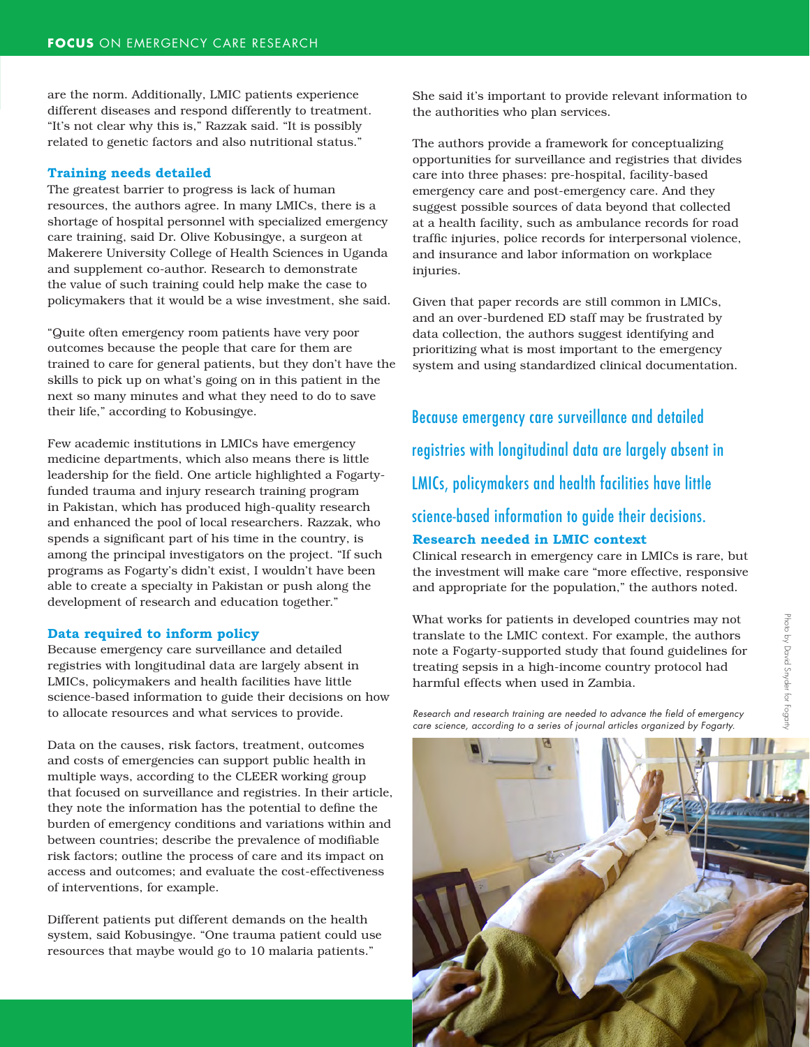are the norm. Additionally, LMIC patients experience different diseases and respond differently to treatment. "It's not clear why this is," Razzak said. "It is possibly related to genetic factors and also nutritional status."

### Training needs detailed

The greatest barrier to progress is lack of human resources, the authors agree. In many LMICs, there is a shortage of hospital personnel with specialized emergency care training, said Dr. Olive Kobusingye, a surgeon at Makerere University College of Health Sciences in Uganda and supplement co-author. Research to demonstrate the value of such training could help make the case to policymakers that it would be a wise investment, she said.

"Quite often emergency room patients have very poor outcomes because the people that care for them are trained to care for general patients, but they don't have the skills to pick up on what's going on in this patient in the next so many minutes and what they need to do to save their life," according to Kobusingye.

Few academic institutions in LMICs have emergency medicine departments, which also means there is little leadership for the field. One article highlighted a Fogarty-funded trauma and injury research training program in Pakistan, which has produced high-quality research and enhanced the pool of local researchers. Razzak, who spends a significant part of his time in the country, is among the principal investigators on the project. "If such programs as Fogarty's didn't exist, I wouldn't have been able to create a specialty in Pakistan or push along the development of research and education together."

### Data required to inform policy

Because emergency care surveillance and detailed registries with longitudinal data are largely absent in LMICs, policymakers and health facilities have little science-based information to guide their decisions on how to allocate resources and what services to provide.

Data on the causes, risk factors, treatment, outcomes and costs of emergencies can support public health in multiple ways, according to the CLEER working group that focused on surveillance and registries. In their article, they note the information has the potential to define the burden of emergency conditions and variations within and between countries; describe the prevalence of modifiable risk factors; outline the process of care and its impact on access and outcomes; and evaluate the cost-effectiveness of interventions, for example.

Different patients put different demands on the health system, said Kobusingye. "One trauma patient could use resources that maybe would go to 10 malaria patients."

She said it's important to provide relevant information to the authorities who plan services.

The authors provide a framework for conceptualizing opportunities for surveillance and registries that divides care into three phases: pre-hospital, facility-based emergency care and post-emergency care. And they suggest possible sources of data beyond that collected at a health facility, such as ambulance records for road traffic injuries, police records for interpersonal violence, and insurance and labor information on workplace injuries.

Given that paper records are still common in LMICs, and an over-burdened ED staff may be frustrated by data collection, the authors suggest identifying and prioritizing what is most important to the emergency system and using standardized clinical documentation.

> Because emergency care surveillance and detailed registries with longitudinal data are largely absent in LMICs, policymakers and health facilities have little science-based information to guide their decisions.

### Research needed in LMIC context

Clinical research in emergency care in LMICs is rare, but the investment will make care "more effective, responsive and appropriate for the population," the authors noted.

What works for patients in developed countries may not translate to the LMIC context. For example, the authors note a Fogarty-supported study that found guidelines for treating sepsis in a high-income country protocol had harmful effects when used in Zambia.

*Research and research training are needed to advance the field of emergency care science, according to a series of journal articles organized by Fogarty.*

Photo by David Snyder for Fogarty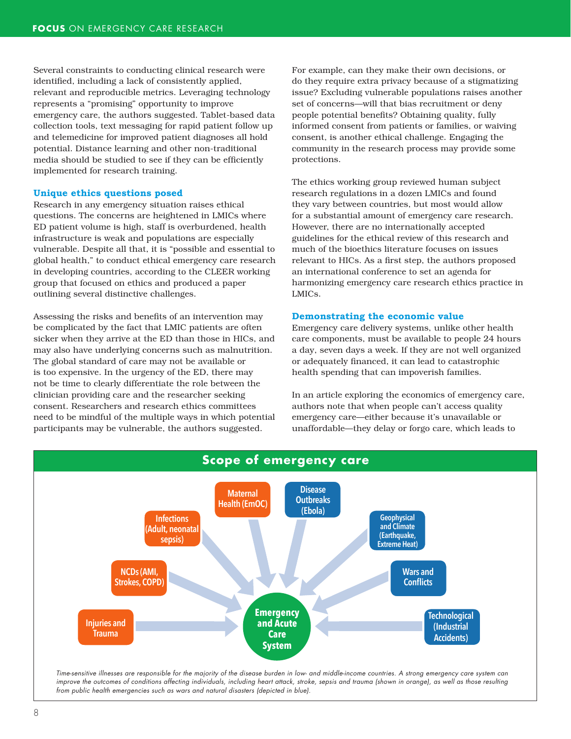Several constraints to conducting clinical research were identified, including a lack of consistently applied, relevant and reproducible metrics. Leveraging technology represents a "promising" opportunity to improve emergency care, the authors suggested. Tablet-based data collection tools, text messaging for rapid patient follow up and telemedicine for improved patient diagnoses all hold potential. Distance learning and other non-traditional media should be studied to see if they can be efficiently implemented for research training.

### Unique ethics questions posed

Research in any emergency situation raises ethical questions. The concerns are heightened in LMICs where ED patient volume is high, staff is overburdened, health infrastructure is weak and populations are especially vulnerable. Despite all that, it is "possible and essential to global health," to conduct ethical emergency care research in developing countries, according to the CLEER working group that focused on ethics and produced a paper outlining several distinctive challenges.

Assessing the risks and benefits of an intervention may be complicated by the fact that LMIC patients are often sicker when they arrive at the ED than those in HICs, and may also have underlying concerns such as malnutrition. The global standard of care may not be available or is too expensive. In the urgency of the ED, there may not be time to clearly differentiate the role between the clinician providing care and the researcher seeking consent. Researchers and research ethics committees need to be mindful of the multiple ways in which potential participants may be vulnerable, the authors suggested. For example, can they make their own decisions, or do they require extra privacy because of a stigmatizing issue? Excluding vulnerable populations raises another set of concerns—will that bias recruitment or deny people potential benefits? Obtaining quality, fully informed consent from patients or families, or waiving consent, is another ethical challenge. Engaging the community in the research process may provide some protections.

The ethics working group reviewed human subject research regulations in a dozen LMICs and found they vary between countries, but most would allow for a substantial amount of emergency care research. However, there are no internationally accepted guidelines for the ethical review of this research and much of the bioethics literature focuses on issues relevant to HICs. As a first step, the authors proposed an international conference to set an agenda for harmonizing emergency care research ethics practice in LMICs.

### Demonstrating the economic value

Emergency care delivery systems, unlike other health care components, must be available to people 24 hours a day, seven days a week. If they are not well organized or adequately financed, it can lead to catastrophic health spending that can impoverish families.

In an article exploring the economics of emergency care, authors note that when people can't access quality emergency care—either because it's unavailable or unaffordable—they delay or forgo care, which leads to

**Scope of emergency care**

Injuries and Trauma; NCDs (AMI, Strokes, COPD); Infections (Adult, neonatal sepsis); Maternal Health (EmOC); Disease Outbreaks (Ebola); Geophysical and Climate (Earthquake, Extreme Heat); Wars and Conflicts; Technological (Industrial Accidents) → Emergency and Acute Care System

*Time-sensitive illnesses are responsible for the majority of the disease burden in low- and middle-income countries. A strong emergency care system can improve the outcomes of conditions affecting individuals, including heart attack, stroke, sepsis and trauma (shown in orange), as well as those resulting from public health emergencies such as wars and natural disasters (depicted in blue).*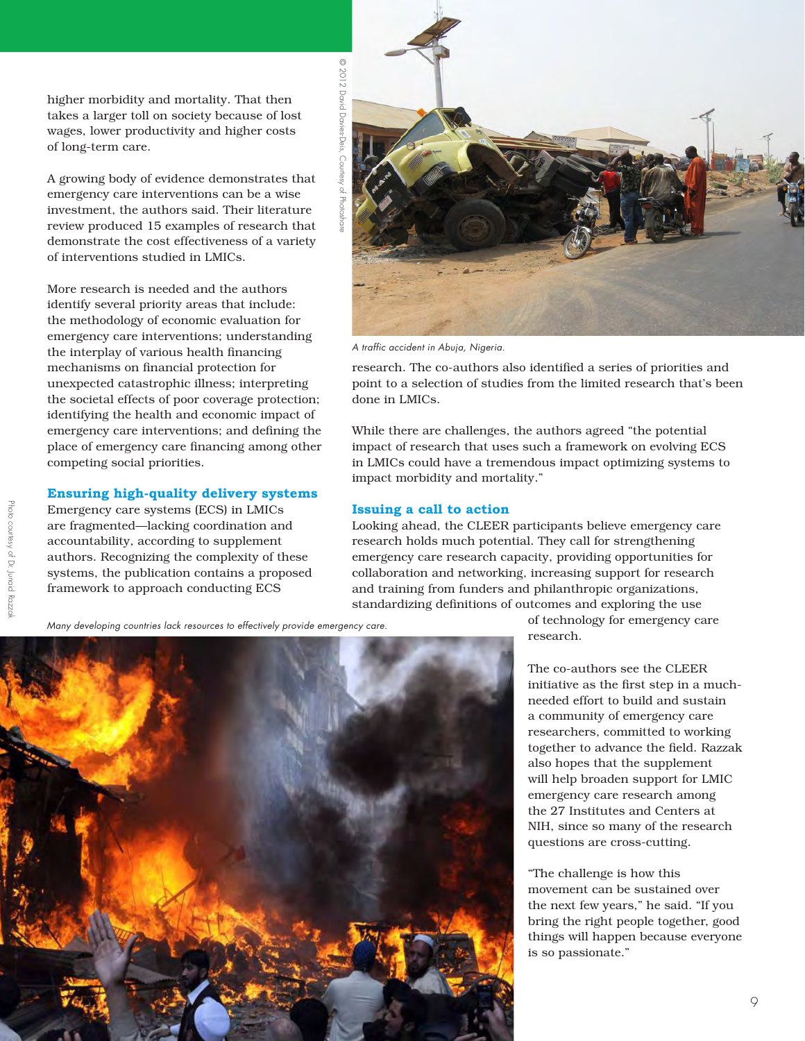higher morbidity and mortality. That then takes a larger toll on society because of lost wages, lower productivity and higher costs of long-term care.

A growing body of evidence demonstrates that emergency care interventions can be a wise investment, the authors said. Their literature review produced 15 examples of research that demonstrate the cost effectiveness of a variety of interventions studied in LMICs.

More research is needed and the authors identify several priority areas that include: the methodology of economic evaluation for emergency care interventions; understanding the interplay of various health financing mechanisms on financial protection for unexpected catastrophic illness; interpreting the societal effects of poor coverage protection; identifying the health and economic impact of emergency care interventions; and defining the place of emergency care financing among other competing social priorities.

### Ensuring high-quality delivery systems

Emergency care systems (ECS) in LMICs are fragmented—lacking coordination and accountability, according to supplement authors. Recognizing the complexity of these systems, the publication contains a proposed framework to approach conducting ECS research. The co-authors also identified a series of priorities and point to a selection of studies from the limited research that's been done in LMICs.

While there are challenges, the authors agreed "the potential impact of research that uses such a framework on evolving ECS in LMICs could have a tremendous impact optimizing systems to impact morbidity and mortality."

*A traffic accident in Abuja, Nigeria.*

© 2012 David Davies-Deis, Courtesy of Photoshare

### Issuing a call to action

Looking ahead, the CLEER participants believe emergency care research holds much potential. They call for strengthening emergency care research capacity, providing opportunities for collaboration and networking, increasing support for research and training from funders and philanthropic organizations, standardizing definitions of outcomes and exploring the use of technology for emergency care research.

The co-authors see the CLEER initiative as the first step in a much-needed effort to build and sustain a community of emergency care researchers, committed to working together to advance the field. Razzak also hopes that the supplement will help broaden support for LMIC emergency care research among the 27 Institutes and Centers at NIH, since so many of the research questions are cross-cutting.

"The challenge is how this movement can be sustained over the next few years," he said. "If you bring the right people together, good things will happen because everyone is so passionate."

*Many developing countries lack resources to effectively provide emergency care.*

Photo courtesy of Dr. Junaid Razzak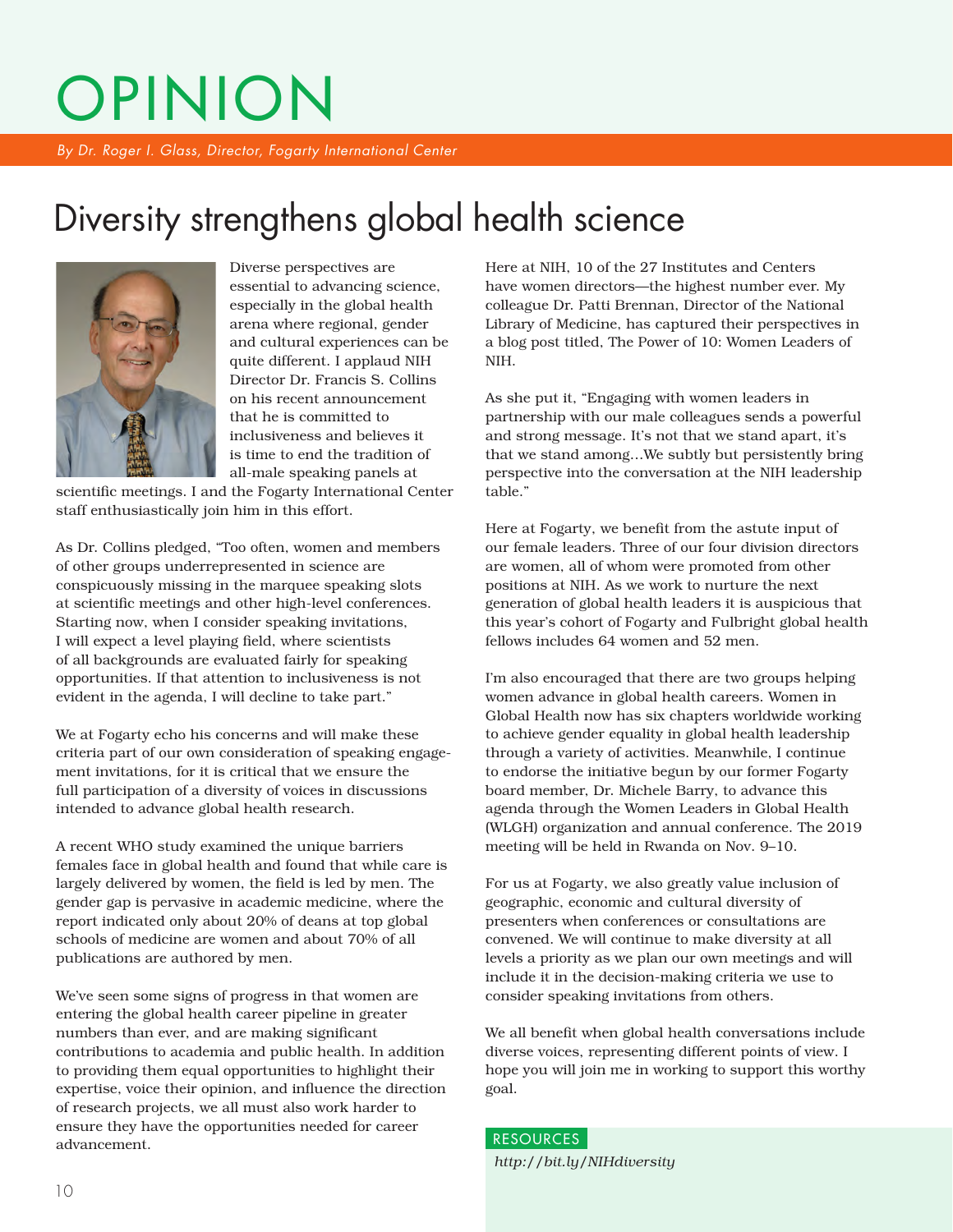# OPINION

*By Dr. Roger I. Glass, Director, Fogarty International Center*

## Diversity strengthens global health science

Diverse perspectives are essential to advancing science, especially in the global health arena where regional, gender and cultural experiences can be quite different. I applaud NIH Director Dr. Francis S. Collins on his recent announcement that he is committed to inclusiveness and believes it is time to end the tradition of all-male speaking panels at scientific meetings. I and the Fogarty International Center staff enthusiastically join him in this effort.

As Dr. Collins pledged, "Too often, women and members of other groups underrepresented in science are conspicuously missing in the marquee speaking slots at scientific meetings and other high-level conferences. Starting now, when I consider speaking invitations, I will expect a level playing field, where scientists of all backgrounds are evaluated fairly for speaking opportunities. If that attention to inclusiveness is not evident in the agenda, I will decline to take part."

We at Fogarty echo his concerns and will make these criteria part of our own consideration of speaking engagement invitations, for it is critical that we ensure the full participation of a diversity of voices in discussions intended to advance global health research.

A recent WHO study examined the unique barriers females face in global health and found that while care is largely delivered by women, the field is led by men. The gender gap is pervasive in academic medicine, where the report indicated only about 20% of deans at top global schools of medicine are women and about 70% of all publications are authored by men.

We've seen some signs of progress in that women are entering the global health career pipeline in greater numbers than ever, and are making significant contributions to academia and public health. In addition to providing them equal opportunities to highlight their expertise, voice their opinion, and influence the direction of research projects, we all must also work harder to ensure they have the opportunities needed for career advancement.

Here at NIH, 10 of the 27 Institutes and Centers have women directors—the highest number ever. My colleague Dr. Patti Brennan, Director of the National Library of Medicine, has captured their perspectives in a blog post titled, The Power of 10: Women Leaders of NIH.

As she put it, "Engaging with women leaders in partnership with our male colleagues sends a powerful and strong message. It's not that we stand apart, it's that we stand among…We subtly but persistently bring perspective into the conversation at the NIH leadership table."

Here at Fogarty, we benefit from the astute input of our female leaders. Three of our four division directors are women, all of whom were promoted from other positions at NIH. As we work to nurture the next generation of global health leaders it is auspicious that this year's cohort of Fogarty and Fulbright global health fellows includes 64 women and 52 men.

I'm also encouraged that there are two groups helping women advance in global health careers. Women in Global Health now has six chapters worldwide working to achieve gender equality in global health leadership through a variety of activities. Meanwhile, I continue to endorse the initiative begun by our former Fogarty board member, Dr. Michele Barry, to advance this agenda through the Women Leaders in Global Health (WLGH) organization and annual conference. The 2019 meeting will be held in Rwanda on Nov. 9–10.

For us at Fogarty, we also greatly value inclusion of geographic, economic and cultural diversity of presenters when conferences or consultations are convened. We will continue to make diversity at all levels a priority as we plan our own meetings and will include it in the decision-making criteria we use to consider speaking invitations from others.

We all benefit when global health conversations include diverse voices, representing different points of view. I hope you will join me in working to support this worthy goal.

**RESOURCES**

*http://bit.ly/NIHdiversity*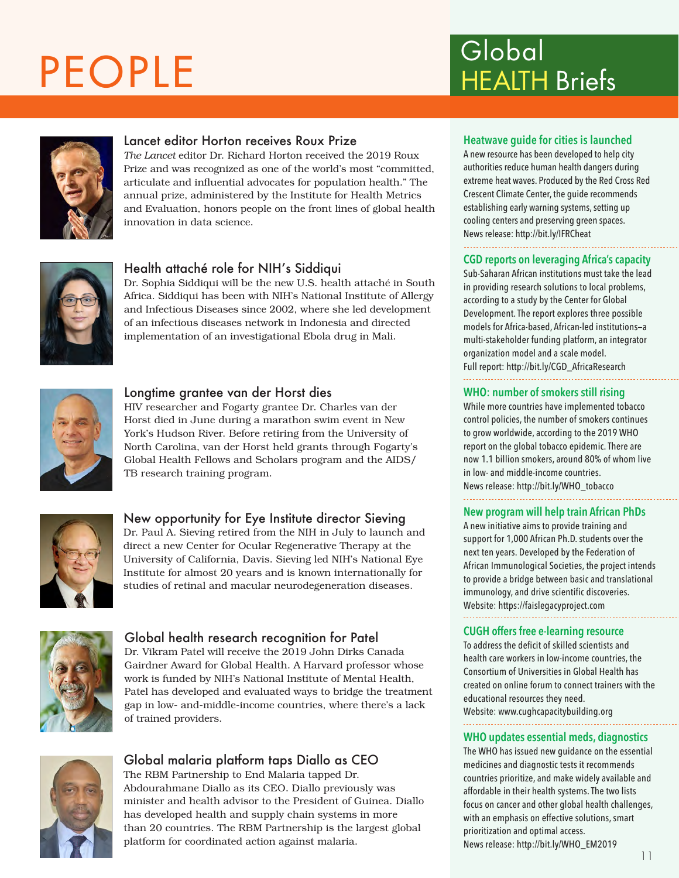# PEOPLE

### Lancet editor Horton receives Roux Prize

*The Lancet* editor Dr. Richard Horton received the 2019 Roux Prize and was recognized as one of the world's most "committed, articulate and influential advocates for population health." The annual prize, administered by the Institute for Health Metrics and Evaluation, honors people on the front lines of global health innovation in data science.

### Health attaché role for NIH's Siddiqui

Dr. Sophia Siddiqui will be the new U.S. health attaché in South Africa. Siddiqui has been with NIH's National Institute of Allergy and Infectious Diseases since 2002, where she led development of an infectious diseases network in Indonesia and directed implementation of an investigational Ebola drug in Mali.

### Longtime grantee van der Horst dies

HIV researcher and Fogarty grantee Dr. Charles van der Horst died in June during a marathon swim event in New York's Hudson River. Before retiring from the University of North Carolina, van der Horst held grants through Fogarty's Global Health Fellows and Scholars program and the AIDS/TB research training program.

### New opportunity for Eye Institute director Sieving

Dr. Paul A. Sieving retired from the NIH in July to launch and direct a new Center for Ocular Regenerative Therapy at the University of California, Davis. Sieving led NIH's National Eye Institute for almost 20 years and is known internationally for studies of retinal and macular neurodegeneration diseases.

### Global health research recognition for Patel

Dr. Vikram Patel will receive the 2019 John Dirks Canada Gairdner Award for Global Health. A Harvard professor whose work is funded by NIH's National Institute of Mental Health, Patel has developed and evaluated ways to bridge the treatment gap in low- and-middle-income countries, where there's a lack of trained providers.

### Global malaria platform taps Diallo as CEO

The RBM Partnership to End Malaria tapped Dr. Abdourahmane Diallo as its CEO. Diallo previously was minister and health advisor to the President of Guinea. Diallo has developed health and supply chain systems in more than 20 countries. The RBM Partnership is the largest global platform for coordinated action against malaria.

# Global HEALTH Briefs

### Heatwave guide for cities is launched

A new resource has been developed to help city authorities reduce human health dangers during extreme heat waves. Produced by the Red Cross Red Crescent Climate Center, the guide recommends establishing early warning systems, setting up cooling centers and preserving green spaces.
News release: http://bit.ly/IFRCheat

### CGD reports on leveraging Africa's capacity

Sub-Saharan African institutions must take the lead in providing research solutions to local problems, according to a study by the Center for Global Development. The report explores three possible models for Africa-based, African-led institutions–a multi-stakeholder funding platform, an integrator organization model and a scale model.
Full report: http://bit.ly/CGD_AfricaResearch

### WHO: number of smokers still rising

While more countries have implemented tobacco control policies, the number of smokers continues to grow worldwide, according to the 2019 WHO report on the global tobacco epidemic. There are now 1.1 billion smokers, around 80% of whom live in low- and middle-income countries.
News release: http://bit.ly/WHO_tobacco

### New program will help train African PhDs

A new initiative aims to provide training and support for 1,000 African Ph.D. students over the next ten years. Developed by the Federation of African Immunological Societies, the project intends to provide a bridge between basic and translational immunology, and drive scientific discoveries.
Website: https://faislegacyproject.com

### CUGH offers free e-learning resource

To address the deficit of skilled scientists and health care workers in low-income countries, the Consortium of Universities in Global Health has created on online forum to connect trainers with the educational resources they need.
Website: www.cughcapacitybuilding.org

### WHO updates essential meds, diagnostics

The WHO has issued new guidance on the essential medicines and diagnostic tests it recommends countries prioritize, and make widely available and affordable in their health systems. The two lists focus on cancer and other global health challenges, with an emphasis on effective solutions, smart prioritization and optimal access.
News release: http://bit.ly/WHO_EM2019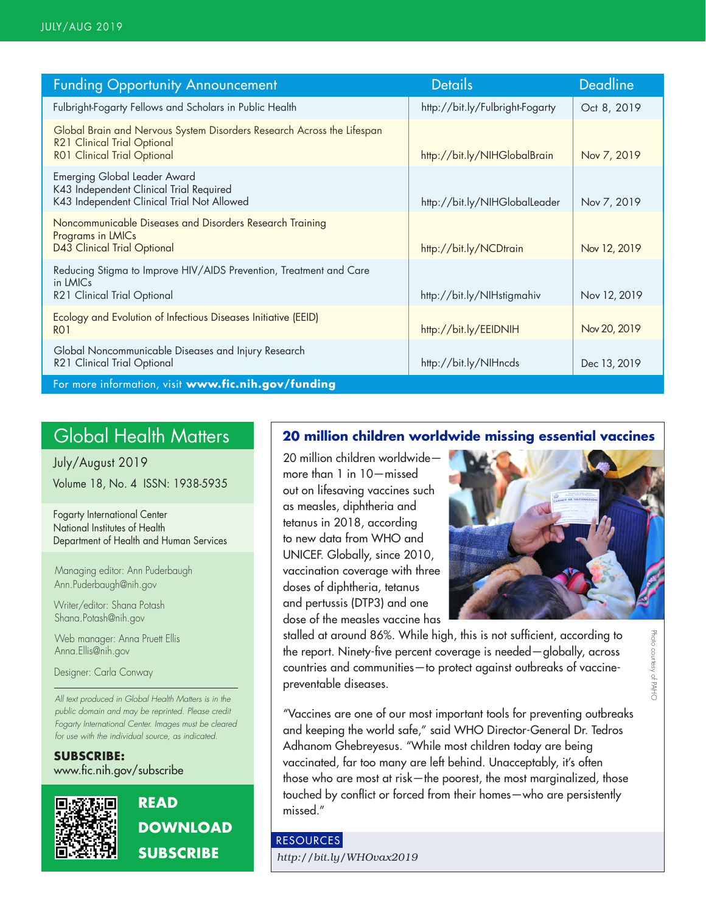| Funding Opportunity Announcement | Details | Deadline |
|---|---|---|
| Fulbright-Fogarty Fellows and Scholars in Public Health | http://bit.ly/Fulbright-Fogarty | Oct 8, 2019 |
| Global Brain and Nervous System Disorders Research Across the Lifespan<br>R21 Clinical Trial Optional<br>R01 Clinical Trial Optional | http://bit.ly/NIHGlobalBrain | Nov 7, 2019 |
| Emerging Global Leader Award<br>K43 Independent Clinical Trial Required<br>K43 Independent Clinical Trial Not Allowed | http://bit.ly/NIHGlobalLeader | Nov 7, 2019 |
| Noncommunicable Diseases and Disorders Research Training Programs in LMICs<br>D43 Clinical Trial Optional | http://bit.ly/NCDtrain | Nov 12, 2019 |
| Reducing Stigma to Improve HIV/AIDS Prevention, Treatment and Care in LMICs<br>R21 Clinical Trial Optional | http://bit.ly/NIHstigmahiv | Nov 12, 2019 |
| Ecology and Evolution of Infectious Diseases Initiative (EEID)<br>R01 | http://bit.ly/EEIDNIH | Nov 20, 2019 |
| Global Noncommunicable Diseases and Injury Research<br>R21 Clinical Trial Optional | http://bit.ly/NIHncds | Dec 13, 2019 |

For more information, visit **www.fic.nih.gov/funding**

## Global Health Matters

July/August 2019

Volume 18, No. 4 ISSN: 1938-5935

Fogarty International Center
National Institutes of Health
Department of Health and Human Services

Managing editor: Ann Puderbaugh
Ann.Puderbaugh@nih.gov

Writer/editor: Shana Potash
Shana.Potash@nih.gov

Web manager: Anna Pruett Ellis
Anna.Ellis@nih.gov

Designer: Carla Conway

*All text produced in Global Health Matters is in the public domain and may be reprinted. Please credit Fogarty International Center. Images must be cleared for use with the individual source, as indicated.*

**SUBSCRIBE:**
www.fic.nih.gov/subscribe

**READ**
**DOWNLOAD**
**SUBSCRIBE**

## 20 million children worldwide missing essential vaccines

20 million children worldwide—more than 1 in 10—missed out on lifesaving vaccines such as measles, diphtheria and tetanus in 2018, according to new data from WHO and UNICEF. Globally, since 2010, vaccination coverage with three doses of diphtheria, tetanus and pertussis (DTP3) and one dose of the measles vaccine has stalled at around 86%. While high, this is not sufficient, according to the report. Ninety-five percent coverage is needed—globally, across countries and communities—to protect against outbreaks of vaccine-preventable diseases.

Photo courtesy of PAHO

"Vaccines are one of our most important tools for preventing outbreaks and keeping the world safe," said WHO Director-General Dr. Tedros Adhanom Ghebreyesus. "While most children today are being vaccinated, far too many are left behind. Unacceptably, it's often those who are most at risk—the poorest, the most marginalized, those touched by conflict or forced from their homes—who are persistently missed."

RESOURCES

*http://bit.ly/WHOvax2019*